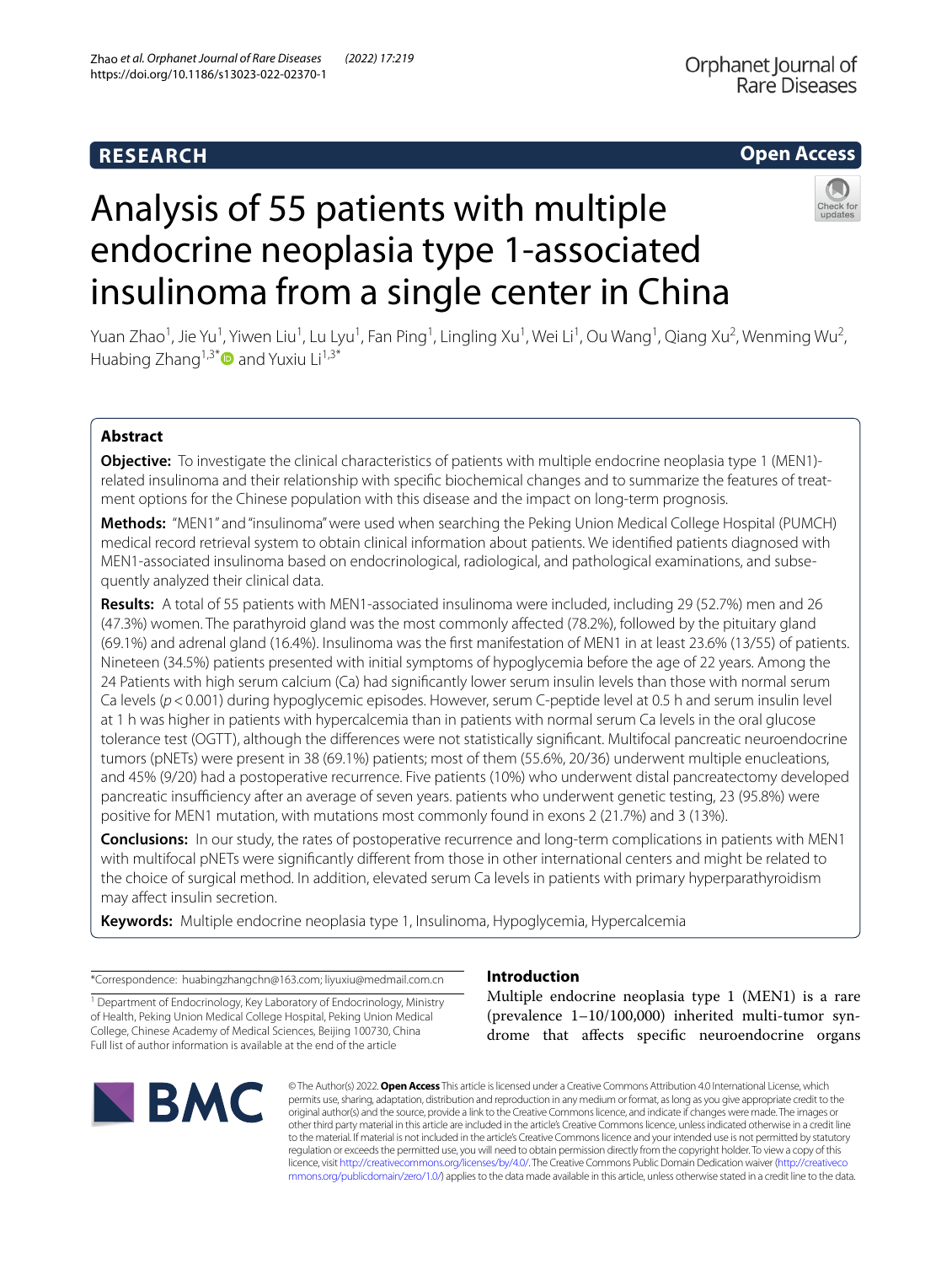RESEARCH

Open Access

# Analysis of 55 patients with multiple endocrine neoplasia type 1-associated insulinoma from a single center in China

Yuan Zhao[1], Jie Yu[1], Yiwen Liu[1], Lu Lyu[1], Fan Ping[1], Lingling Xu[1], Wei Li[1], Ou Wang[1], Qiang Xu[2], Wenming Wu[2], Huabing Zhang[1,3*] and Yuxiu Li[1,3*]

## Abstract

**Objective:** To investigate the clinical characteristics of patients with multiple endocrine neoplasia type 1 (MEN1)-related insulinoma and their relationship with specific biochemical changes and to summarize the features of treatment options for the Chinese population with this disease and the impact on long-term prognosis.

**Methods:** "MEN1" and "insulinoma" were used when searching the Peking Union Medical College Hospital (PUMCH) medical record retrieval system to obtain clinical information about patients. We identified patients diagnosed with MEN1-associated insulinoma based on endocrinological, radiological, and pathological examinations, and subsequently analyzed their clinical data.

**Results:** A total of 55 patients with MEN1-associated insulinoma were included, including 29 (52.7%) men and 26 (47.3%) women. The parathyroid gland was the most commonly affected (78.2%), followed by the pituitary gland (69.1%) and adrenal gland (16.4%). Insulinoma was the first manifestation of MEN1 in at least 23.6% (13/55) of patients. Nineteen (34.5%) patients presented with initial symptoms of hypoglycemia before the age of 22 years. Among the 24 Patients with high serum calcium (Ca) had significantly lower serum insulin levels than those with normal serum Ca levels ($p < 0.001$) during hypoglycemic episodes. However, serum C-peptide level at 0.5 h and serum insulin level at 1 h was higher in patients with hypercalcemia than in patients with normal serum Ca levels in the oral glucose tolerance test (OGTT), although the differences were not statistically significant. Multifocal pancreatic neuroendocrine tumors (pNETs) were present in 38 (69.1%) patients; most of them (55.6%, 20/36) underwent multiple enucleations, and 45% (9/20) had a postoperative recurrence. Five patients (10%) who underwent distal pancreatectomy developed pancreatic insufficiency after an average of seven years. patients who underwent genetic testing, 23 (95.8%) were positive for MEN1 mutation, with mutations most commonly found in exons 2 (21.7%) and 3 (13%).

**Conclusions:** In our study, the rates of postoperative recurrence and long-term complications in patients with MEN1 with multifocal pNETs were significantly different from those in other international centers and might be related to the choice of surgical method. In addition, elevated serum Ca levels in patients with primary hyperparathyroidism may affect insulin secretion.

**Keywords:** Multiple endocrine neoplasia type 1, Insulinoma, Hypoglycemia, Hypercalcemia

*Correspondence: huabingzhangchn@163.com; liyuxiu@medmail.com.cn

[1] Department of Endocrinology, Key Laboratory of Endocrinology, Ministry of Health, Peking Union Medical College Hospital, Peking Union Medical College, Chinese Academy of Medical Sciences, Beijing 100730, China

Full list of author information is available at the end of the article

## Introduction

Multiple endocrine neoplasia type 1 (MEN1) is a rare (prevalence 1–10/100,000) inherited multi-tumor syndrome that affects specific neuroendocrine organs

© The Author(s) 2022. **Open Access** This article is licensed under a Creative Commons Attribution 4.0 International License, which permits use, sharing, adaptation, distribution and reproduction in any medium or format, as long as you give appropriate credit to the original author(s) and the source, provide a link to the Creative Commons licence, and indicate if changes were made. The images or other third party material in this article are included in the article's Creative Commons licence, unless indicated otherwise in a credit line to the material. If material is not included in the article's Creative Commons licence and your intended use is not permitted by statutory regulation or exceeds the permitted use, you will need to obtain permission directly from the copyright holder. To view a copy of this licence, visit http://creativecommons.org/licenses/by/4.0/. The Creative Commons Public Domain Dedication waiver (http://creativecommons.org/publicdomain/zero/1.0/) applies to the data made available in this article, unless otherwise stated in a credit line to the data.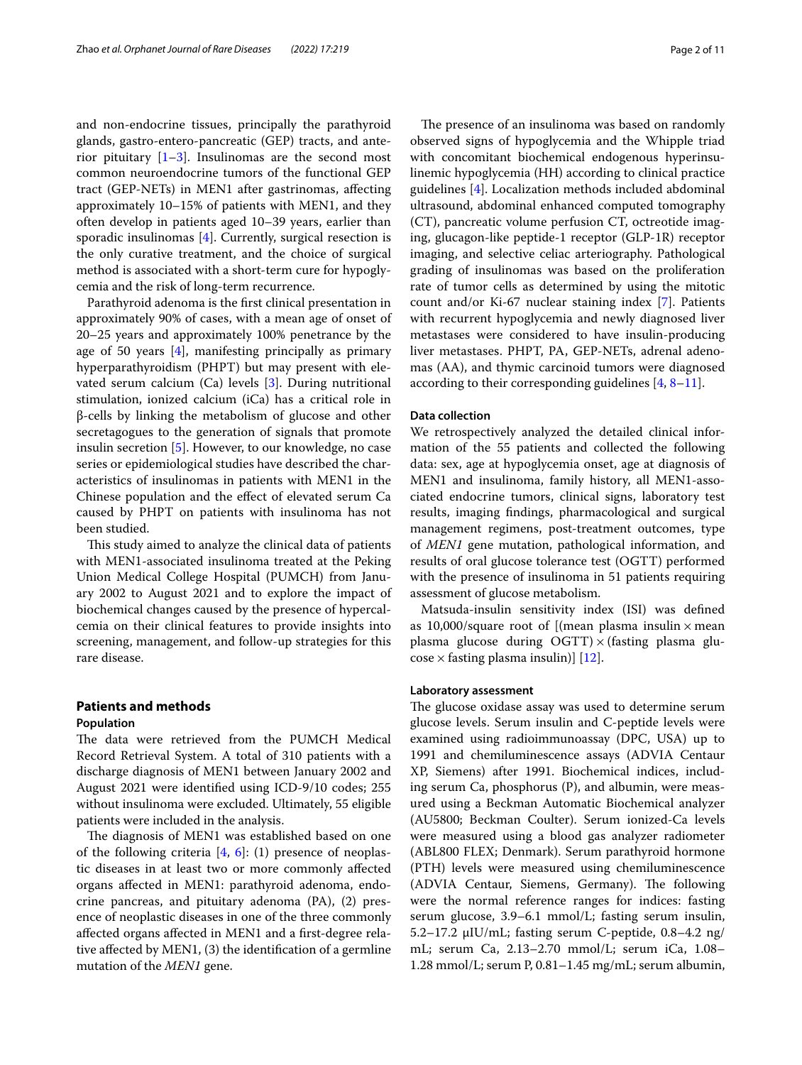and non-endocrine tissues, principally the parathyroid glands, gastro-entero-pancreatic (GEP) tracts, and anterior pituitary [1–3]. Insulinomas are the second most common neuroendocrine tumors of the functional GEP tract (GEP-NETs) in MEN1 after gastrinomas, affecting approximately 10–15% of patients with MEN1, and they often develop in patients aged 10–39 years, earlier than sporadic insulinomas [4]. Currently, surgical resection is the only curative treatment, and the choice of surgical method is associated with a short-term cure for hypoglycemia and the risk of long-term recurrence.

Parathyroid adenoma is the first clinical presentation in approximately 90% of cases, with a mean age of onset of 20–25 years and approximately 100% penetrance by the age of 50 years [4], manifesting principally as primary hyperparathyroidism (PHPT) but may present with elevated serum calcium (Ca) levels [3]. During nutritional stimulation, ionized calcium (iCa) has a critical role in β-cells by linking the metabolism of glucose and other secretagogues to the generation of signals that promote insulin secretion [5]. However, to our knowledge, no case series or epidemiological studies have described the characteristics of insulinomas in patients with MEN1 in the Chinese population and the effect of elevated serum Ca caused by PHPT on patients with insulinoma has not been studied.

This study aimed to analyze the clinical data of patients with MEN1-associated insulinoma treated at the Peking Union Medical College Hospital (PUMCH) from January 2002 to August 2021 and to explore the impact of biochemical changes caused by the presence of hypercalcemia on their clinical features to provide insights into screening, management, and follow-up strategies for this rare disease.

## Patients and methods

### Population

The data were retrieved from the PUMCH Medical Record Retrieval System. A total of 310 patients with a discharge diagnosis of MEN1 between January 2002 and August 2021 were identified using ICD-9/10 codes; 255 without insulinoma were excluded. Ultimately, 55 eligible patients were included in the analysis.

The diagnosis of MEN1 was established based on one of the following criteria [4, 6]: (1) presence of neoplastic diseases in at least two or more commonly affected organs affected in MEN1: parathyroid adenoma, endocrine pancreas, and pituitary adenoma (PA), (2) presence of neoplastic diseases in one of the three commonly affected organs affected in MEN1 and a first-degree relative affected by MEN1, (3) the identification of a germline mutation of the *MEN1* gene.

The presence of an insulinoma was based on randomly observed signs of hypoglycemia and the Whipple triad with concomitant biochemical endogenous hyperinsulinemic hypoglycemia (HH) according to clinical practice guidelines [4]. Localization methods included abdominal ultrasound, abdominal enhanced computed tomography (CT), pancreatic volume perfusion CT, octreotide imaging, glucagon-like peptide-1 receptor (GLP-1R) receptor imaging, and selective celiac arteriography. Pathological grading of insulinomas was based on the proliferation rate of tumor cells as determined by using the mitotic count and/or Ki-67 nuclear staining index [7]. Patients with recurrent hypoglycemia and newly diagnosed liver metastases were considered to have insulin-producing liver metastases. PHPT, PA, GEP-NETs, adrenal adenomas (AA), and thymic carcinoid tumors were diagnosed according to their corresponding guidelines [4, 8–11].

### Data collection

We retrospectively analyzed the detailed clinical information of the 55 patients and collected the following data: sex, age at hypoglycemia onset, age at diagnosis of MEN1 and insulinoma, family history, all MEN1-associated endocrine tumors, clinical signs, laboratory test results, imaging findings, pharmacological and surgical management regimens, post-treatment outcomes, type of *MEN1* gene mutation, pathological information, and results of oral glucose tolerance test (OGTT) performed with the presence of insulinoma in 51 patients requiring assessment of glucose metabolism.

Matsuda-insulin sensitivity index (ISI) was defined as 10,000/square root of [(mean plasma insulin × mean plasma glucose during OGTT) × (fasting plasma glucose × fasting plasma insulin)] [12].

### Laboratory assessment

The glucose oxidase assay was used to determine serum glucose levels. Serum insulin and C-peptide levels were examined using radioimmunoassay (DPC, USA) up to 1991 and chemiluminescence assays (ADVIA Centaur XP, Siemens) after 1991. Biochemical indices, including serum Ca, phosphorus (P), and albumin, were measured using a Beckman Automatic Biochemical analyzer (AU5800; Beckman Coulter). Serum ionized-Ca levels were measured using a blood gas analyzer radiometer (ABL800 FLEX; Denmark). Serum parathyroid hormone (PTH) levels were measured using chemiluminescence (ADVIA Centaur, Siemens, Germany). The following were the normal reference ranges for indices: fasting serum glucose, 3.9–6.1 mmol/L; fasting serum insulin, 5.2–17.2 μIU/mL; fasting serum C-peptide, 0.8–4.2 ng/mL; serum Ca, 2.13–2.70 mmol/L; serum iCa, 1.08–1.28 mmol/L; serum P, 0.81–1.45 mg/mL; serum albumin,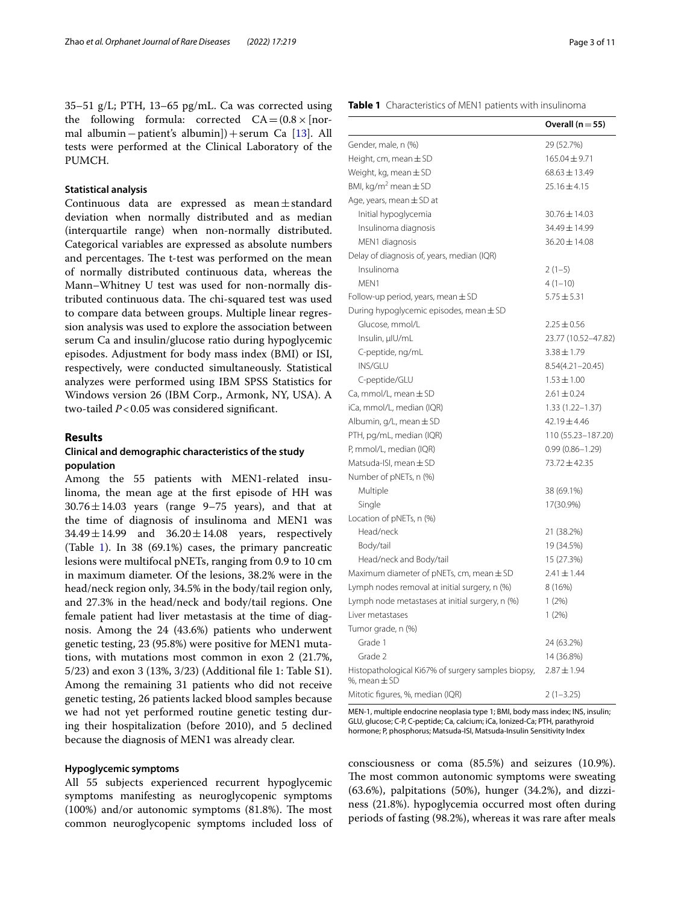35–51 g/L; PTH, 13–65 pg/mL. Ca was corrected using the following formula: corrected CA = (0.8 × [normal albumin − patient's albumin]) + serum Ca [13]. All tests were performed at the Clinical Laboratory of the PUMCH.

### Statistical analysis

Continuous data are expressed as mean ± standard deviation when normally distributed and as median (interquartile range) when non-normally distributed. Categorical variables are expressed as absolute numbers and percentages. The t-test was performed on the mean of normally distributed continuous data, whereas the Mann–Whitney U test was used for non-normally distributed continuous data. The chi-squared test was used to compare data between groups. Multiple linear regression analysis was used to explore the association between serum Ca and insulin/glucose ratio during hypoglycemic episodes. Adjustment for body mass index (BMI) or ISI, respectively, were conducted simultaneously. Statistical analyzes were performed using IBM SPSS Statistics for Windows version 26 (IBM Corp., Armonk, NY, USA). A two-tailed $P < 0.05$ was considered significant.

## Results

### Clinical and demographic characteristics of the study population

Among the 55 patients with MEN1-related insulinoma, the mean age at the first episode of HH was 30.76 ± 14.03 years (range 9–75 years), and that at the time of diagnosis of insulinoma and MEN1 was 34.49 ± 14.99 and 36.20 ± 14.08 years, respectively (Table 1). In 38 (69.1%) cases, the primary pancreatic lesions were multifocal pNETs, ranging from 0.9 to 10 cm in maximum diameter. Of the lesions, 38.2% were in the head/neck region only, 34.5% in the body/tail region only, and 27.3% in the head/neck and body/tail regions. One female patient had liver metastasis at the time of diagnosis. Among the 24 (43.6%) patients who underwent genetic testing, 23 (95.8%) were positive for MEN1 mutations, with mutations most common in exon 2 (21.7%, 5/23) and exon 3 (13%, 3/23) (Additional file 1: Table S1). Among the remaining 31 patients who did not receive genetic testing, 26 patients lacked blood samples because we had not yet performed routine genetic testing during their hospitalization (before 2010), and 5 declined because the diagnosis of MEN1 was already clear.

**Table 1** Characteristics of MEN1 patients with insulinoma

| | Overall (n = 55) |
|---|---|
| Gender, male, n (%) | 29 (52.7%) |
| Height, cm, mean ± SD | 165.04 ± 9.71 |
| Weight, kg, mean ± SD | 68.63 ± 13.49 |
| BMI, kg/m$^2$ mean ± SD | 25.16 ± 4.15 |
| Age, years, mean ± SD at | |
| Initial hypoglycemia | 30.76 ± 14.03 |
| Insulinoma diagnosis | 34.49 ± 14.99 |
| MEN1 diagnosis | 36.20 ± 14.08 |
| Delay of diagnosis of, years, median (IQR) | |
| Insulinoma | 2 (1–5) |
| MEN1 | 4 (1–10) |
| Follow-up period, years, mean ± SD | 5.75 ± 5.31 |
| During hypoglycemic episodes, mean ± SD | |
| Glucose, mmol/L | 2.25 ± 0.56 |
| Insulin, μIU/mL | 23.77 (10.52–47.82) |
| C-peptide, ng/mL | 3.38 ± 1.79 |
| INS/GLU | 8.54(4.21–20.45) |
| C-peptide/GLU | 1.53 ± 1.00 |
| Ca, mmol/L, mean ± SD | 2.61 ± 0.24 |
| iCa, mmol/L, median (IQR) | 1.33 (1.22–1.37) |
| Albumin, g/L, mean ± SD | 42.19 ± 4.46 |
| PTH, pg/mL, median (IQR) | 110 (55.23–187.20) |
| P, mmol/L, median (IQR) | 0.99 (0.86–1.29) |
| Matsuda-ISI, mean ± SD | 73.72 ± 42.35 |
| Number of pNETs, n (%) | |
| Multiple | 38 (69.1%) |
| Single | 17(30.9%) |
| Location of pNETs, n (%) | |
| Head/neck | 21 (38.2%) |
| Body/tail | 19 (34.5%) |
| Head/neck and Body/tail | 15 (27.3%) |
| Maximum diameter of pNETs, cm, mean ± SD | 2.41 ± 1.44 |
| Lymph nodes removal at initial surgery, n (%) | 8 (16%) |
| Lymph node metastases at initial surgery, n (%) | 1 (2%) |
| Liver metastases | 1 (2%) |
| Tumor grade, n (%) | |
| Grade 1 | 24 (63.2%) |
| Grade 2 | 14 (36.8%) |
| Histopathological Ki67% of surgery samples biopsy, %, mean ± SD | 2.87 ± 1.94 |
| Mitotic figures, %, median (IQR) | 2 (1–3.25) |

MEN-1, multiple endocrine neoplasia type 1; BMI, body mass index; INS, insulin; GLU, glucose; C-P, C-peptide; Ca, calcium; iCa, Ionized-Ca; PTH, parathyroid hormone; P, phosphorus; Matsuda-ISI, Matsuda-Insulin Sensitivity Index

### Hypoglycemic symptoms

All 55 subjects experienced recurrent hypoglycemic symptoms manifesting as neuroglycopenic symptoms (100%) and/or autonomic symptoms (81.8%). The most common neuroglycopenic symptoms included loss of consciousness or coma (85.5%) and seizures (10.9%). The most common autonomic symptoms were sweating (63.6%), palpitations (50%), hunger (34.2%), and dizziness (21.8%). hypoglycemia occurred most often during periods of fasting (98.2%), whereas it was rare after meals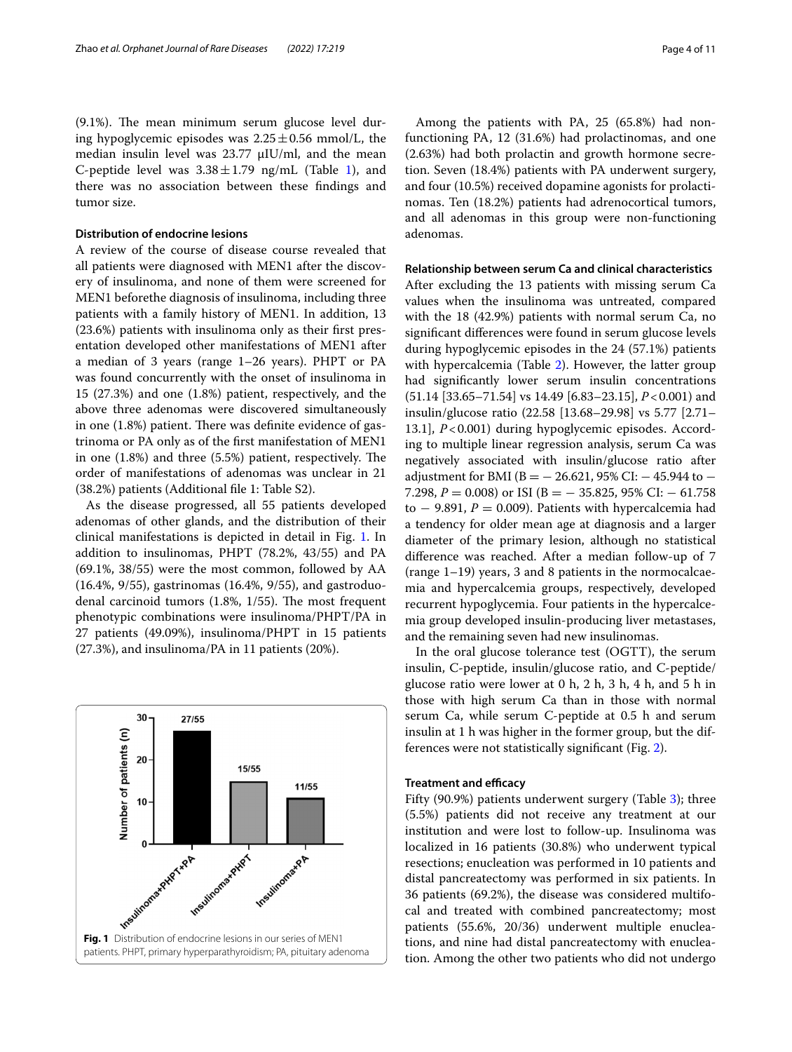(9.1%). The mean minimum serum glucose level during hypoglycemic episodes was 2.25 ± 0.56 mmol/L, the median insulin level was 23.77 μIU/ml, and the mean C-peptide level was 3.38 ± 1.79 ng/mL (Table 1), and there was no association between these findings and tumor size.

### Distribution of endocrine lesions

A review of the course of disease course revealed that all patients were diagnosed with MEN1 after the discovery of insulinoma, and none of them were screened for MEN1 beforethe diagnosis of insulinoma, including three patients with a family history of MEN1. In addition, 13 (23.6%) patients with insulinoma only as their first presentation developed other manifestations of MEN1 after a median of 3 years (range 1–26 years). PHPT or PA was found concurrently with the onset of insulinoma in 15 (27.3%) and one (1.8%) patient, respectively, and the above three adenomas were discovered simultaneously in one (1.8%) patient. There was definite evidence of gastrinoma or PA only as of the first manifestation of MEN1 in one (1.8%) and three (5.5%) patient, respectively. The order of manifestations of adenomas was unclear in 21 (38.2%) patients (Additional file 1: Table S2).

As the disease progressed, all 55 patients developed adenomas of other glands, and the distribution of their clinical manifestations is depicted in detail in Fig. 1. In addition to insulinomas, PHPT (78.2%, 43/55) and PA (69.1%, 38/55) were the most common, followed by AA (16.4%, 9/55), gastrinomas (16.4%, 9/55), and gastroduodenal carcinoid tumors (1.8%, 1/55). The most frequent phenotypic combinations were insulinoma/PHPT/PA in 27 patients (49.09%), insulinoma/PHPT in 15 patients (27.3%), and insulinoma/PA in 11 patients (20%).

**Fig. 1** Distribution of endocrine lesions in our series of MEN1 patients. PHPT, primary hyperparathyroidism; PA, pituitary adenoma

Among the patients with PA, 25 (65.8%) had non-functioning PA, 12 (31.6%) had prolactinomas, and one (2.63%) had both prolactin and growth hormone secretion. Seven (18.4%) patients with PA underwent surgery, and four (10.5%) received dopamine agonists for prolactinomas. Ten (18.2%) patients had adrenocortical tumors, and all adenomas in this group were non-functioning adenomas.

### Relationship between serum Ca and clinical characteristics

After excluding the 13 patients with missing serum Ca values when the insulinoma was untreated, compared with the 18 (42.9%) patients with normal serum Ca, no significant differences were found in serum glucose levels during hypoglycemic episodes in the 24 (57.1%) patients with hypercalcemia (Table 2). However, the latter group had significantly lower serum insulin concentrations (51.14 [33.65–71.54] vs 14.49 [6.83–23.15], $P < 0.001$) and insulin/glucose ratio (22.58 [13.68–29.98] vs 5.77 [2.71–13.1], $P < 0.001$) during hypoglycemic episodes. According to multiple linear regression analysis, serum Ca was negatively associated with insulin/glucose ratio after adjustment for BMI (B = − 26.621, 95% CI: − 45.944 to − 7.298, $P = 0.008$) or ISI (B = − 35.825, 95% CI: − 61.758 to − 9.891, $P = 0.009$). Patients with hypercalcemia had a tendency for older mean age at diagnosis and a larger diameter of the primary lesion, although no statistical difference was reached. After a median follow-up of 7 (range 1–19) years, 3 and 8 patients in the normocalcaemia and hypercalcemia groups, respectively, developed recurrent hypoglycemia. Four patients in the hypercalcemia group developed insulin-producing liver metastases, and the remaining seven had new insulinomas.

In the oral glucose tolerance test (OGTT), the serum insulin, C-peptide, insulin/glucose ratio, and C-peptide/glucose ratio were lower at 0 h, 2 h, 3 h, 4 h, and 5 h in those with high serum Ca than in those with normal serum Ca, while serum C-peptide at 0.5 h and serum insulin at 1 h was higher in the former group, but the differences were not statistically significant (Fig. 2).

### Treatment and efficacy

Fifty (90.9%) patients underwent surgery (Table 3); three (5.5%) patients did not receive any treatment at our institution and were lost to follow-up. Insulinoma was localized in 16 patients (30.8%) who underwent typical resections; enucleation was performed in 10 patients and distal pancreatectomy was performed in six patients. In 36 patients (69.2%), the disease was considered multifocal and treated with combined pancreatectomy; most patients (55.6%, 20/36) underwent multiple enucleations, and nine had distal pancreatectomy with enucleation. Among the other two patients who did not undergo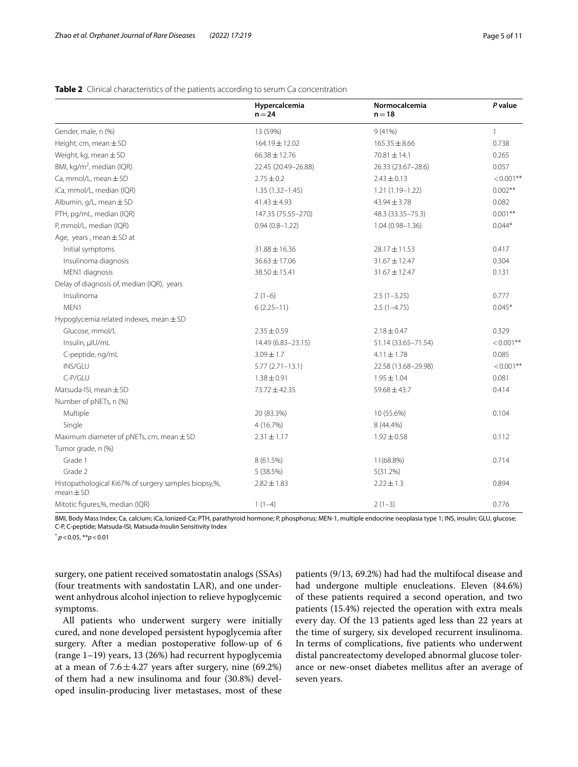**Table 2** Clinical characteristics of the patients according to serum Ca concentration

| | Hypercalcemia n = 24 | Normocalcemia n = 18 | *P* value |
|---|---|---|---|
| Gender, male, n (%) | 13 (59%) | 9 (41%) | 1 |
| Height, cm, mean ± SD | 164.19 ± 12.02 | 165.35 ± 8.66 | 0.738 |
| Weight, kg, mean ± SD | 66.38 ± 12.76 | 70.81 ± 14.1 | 0.265 |
| BMI, kg/m$^2$, median (IQR) | 22.45 (20.49–26.88) | 26.33 (23.67–28.6) | 0.057 |
| Ca, mmol/L, mean ± SD | 2.75 ± 0.2 | 2.43 ± 0.13 | < 0.001** |
| iCa, mmol/L, median (IQR) | 1.35 (1.32–1.45) | 1.21 (1.19–1.22) | 0.002** |
| Albumin, g/L, mean ± SD | 41.43 ± 4.93 | 43.94 ± 3.78 | 0.082 |
| PTH, pg/mL, median (IQR) | 147.35 (75.55–270) | 48.3 (33.35–75.3) | 0.001** |
| P, mmol/L, median (IQR) | 0.94 (0.8–1.22) | 1.04 (0.98–1.36) | 0.044* |
| Age, years, mean ± SD at | | | |
| Initial symptoms | 31.88 ± 16.36 | 28.17 ± 11.53 | 0.417 |
| Insulinoma diagnosis | 36.63 ± 17.06 | 31.67 ± 12.47 | 0.304 |
| MEN1 diagnosis | 38.50 ± 15.41 | 31.67 ± 12.47 | 0.131 |
| Delay of diagnosis of, median (IQR), years | | | |
| Insulinoma | 2 (1–6) | 2.5 (1–3.25) | 0.777 |
| MEN1 | 6 (2.25–11) | 2.5 (1–4.75) | 0.045* |
| Hypoglycemia related indexes, mean ± SD | | | |
| Glucose, mmol/L | 2.35 ± 0.59 | 2.18 ± 0.47 | 0.329 |
| Insulin, μIU/mL | 14.49 (6.83–23.15) | 51.14 (33.65–71.54) | < 0.001** |
| C-peptide, ng/mL | 3.09 ± 1.7 | 4.11 ± 1.78 | 0.085 |
| INS/GLU | 5.77 (2.71–13.1) | 22.58 (13.68–29.98) | < 0.001** |
| C-P/GLU | 1.38 ± 0.91 | 1.95 ± 1.04 | 0.081 |
| Matsuda-ISI, mean ± SD | 73.72 ± 42.35 | 59.68 ± 43.7 | 0.414 |
| Number of pNETs, n (%) | | | |
| Multiple | 20 (83.3%) | 10 (55.6%) | 0.104 |
| Single | 4 (16.7%) | 8 (44.4%) | |
| Maximum diameter of pNETs, cm, mean ± SD | 2.31 ± 1.17 | 1.92 ± 0.58 | 0.112 |
| Tumor grade, n (%) | | | |
| Grade 1 | 8 (61.5%) | 11(68.8%) | 0.714 |
| Grade 2 | 5 (38.5%) | 5(31.2%) | |
| Histopathological Ki67% of surgery samples biopsy,%, mean ± SD | 2.82 ± 1.83 | 2.22 ± 1.3 | 0.894 |
| Mitotic figures,%, median (IQR) | 1 (1–4) | 2 (1–3) | 0.776 |

BMI, Body Mass Index; Ca, calcium; iCa, Ionized-Ca; PTH, parathyroid hormone; P, phosphorus; MEN-1, multiple endocrine neoplasia type 1; INS, insulin; GLU, glucose; C-P, C-peptide; Matsuda-ISI, Matsuda-Insulin Sensitivity Index

* $p < 0.05$, ** $p < 0.01$

surgery, one patient received somatostatin analogs (SSAs) (four treatments with sandostatin LAR), and one underwent anhydrous alcohol injection to relieve hypoglycemic symptoms.

All patients who underwent surgery were initially cured, and none developed persistent hypoglycemia after surgery. After a median postoperative follow-up of 6 (range 1–19) years, 13 (26%) had recurrent hypoglycemia at a mean of 7.6 ± 4.27 years after surgery, nine (69.2%) of them had a new insulinoma and four (30.8%) developed insulin-producing liver metastases, most of these patients (9/13, 69.2%) had had the multifocal disease and had undergone multiple enucleations. Eleven (84.6%) of these patients required a second operation, and two patients (15.4%) rejected the operation with extra meals every day. Of the 13 patients aged less than 22 years at the time of surgery, six developed recurrent insulinoma. In terms of complications, five patients who underwent distal pancreatectomy developed abnormal glucose tolerance or new-onset diabetes mellitus after an average of seven years.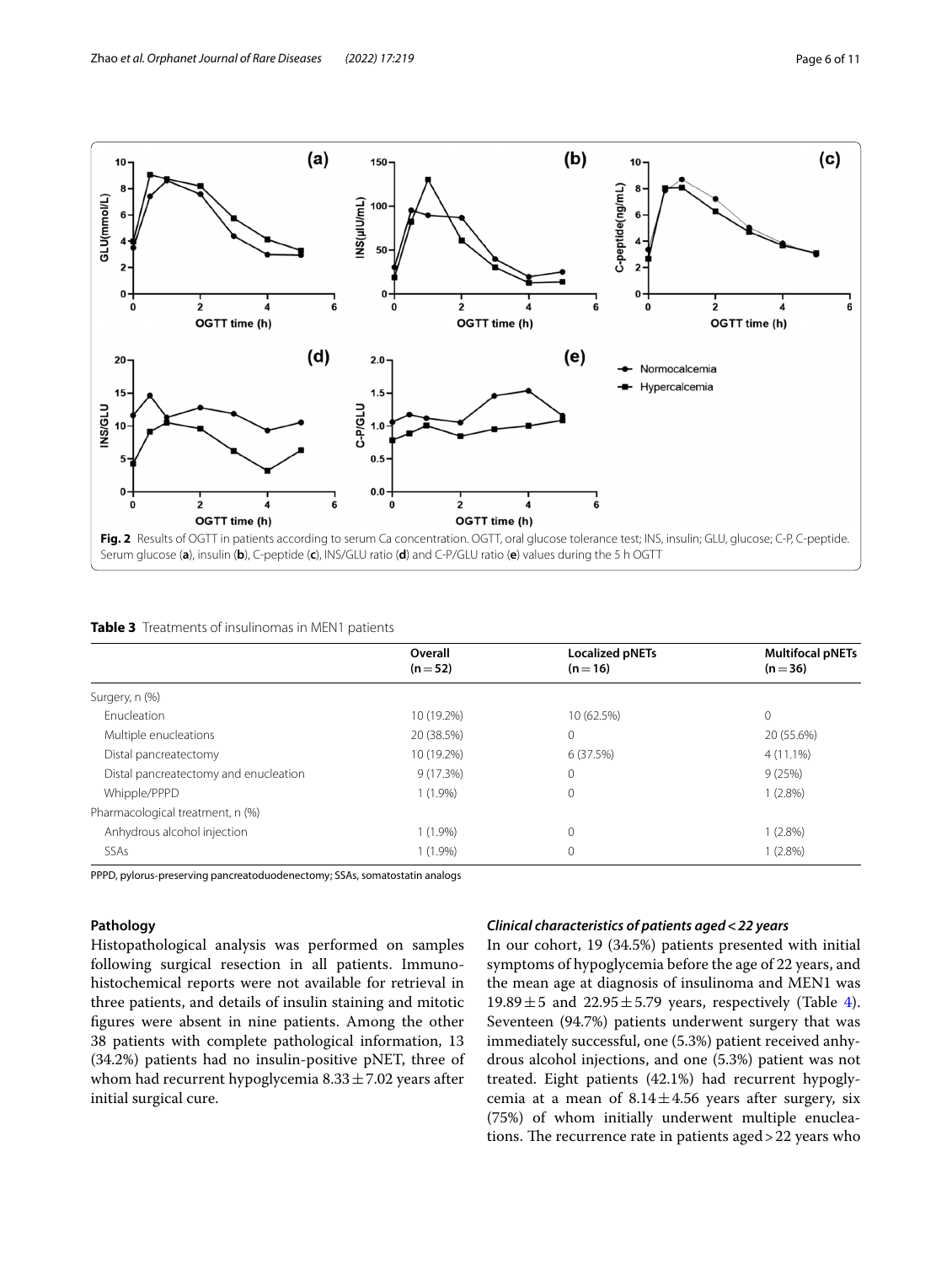**Fig. 2** Results of OGTT in patients according to serum Ca concentration. OGTT, oral glucose tolerance test; INS, insulin; GLU, glucose; C-P, C-peptide. Serum glucose (**a**), insulin (**b**), C-peptide (**c**), INS/GLU ratio (**d**) and C-P/GLU ratio (**e**) values during the 5 h OGTT

**Table 3** Treatments of insulinomas in MEN1 patients

| | Overall (n = 52) | Localized pNETs (n = 16) | Multifocal pNETs (n = 36) |
|---|---|---|---|
| Surgery, n (%) | | | |
| Enucleation | 10 (19.2%) | 10 (62.5%) | 0 |
| Multiple enucleations | 20 (38.5%) | 0 | 20 (55.6%) |
| Distal pancreatectomy | 10 (19.2%) | 6 (37.5%) | 4 (11.1%) |
| Distal pancreatectomy and enucleation | 9 (17.3%) | 0 | 9 (25%) |
| Whipple/PPPD | 1 (1.9%) | 0 | 1 (2.8%) |
| Pharmacological treatment, n (%) | | | |
| Anhydrous alcohol injection | 1 (1.9%) | 0 | 1 (2.8%) |
| SSAs | 1 (1.9%) | 0 | 1 (2.8%) |

PPPD, pylorus-preserving pancreatoduodenectomy; SSAs, somatostatin analogs

### Pathology

Histopathological analysis was performed on samples following surgical resection in all patients. Immunohistochemical reports were not available for retrieval in three patients, and details of insulin staining and mitotic figures were absent in nine patients. Among the other 38 patients with complete pathological information, 13 (34.2%) patients had no insulin-positive pNET, three of whom had recurrent hypoglycemia $8.33 \pm 7.02$ years after initial surgical cure.

### *Clinical characteristics of patients aged < 22 years*

In our cohort, 19 (34.5%) patients presented with initial symptoms of hypoglycemia before the age of 22 years, and the mean age at diagnosis of insulinoma and MEN1 was $19.89 \pm 5$ and $22.95 \pm 5.79$ years, respectively (Table 4). Seventeen (94.7%) patients underwent surgery that was immediately successful, one (5.3%) patient received anhydrous alcohol injections, and one (5.3%) patient was not treated. Eight patients (42.1%) had recurrent hypoglycemia at a mean of $8.14 \pm 4.56$ years after surgery, six (75%) of whom initially underwent multiple enucleations. The recurrence rate in patients aged > 22 years who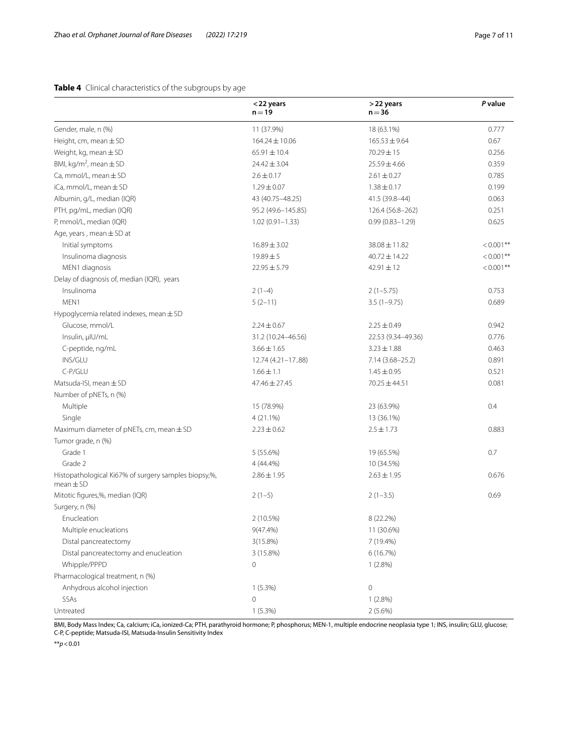**Table 4** Clinical characteristics of the subgroups by age

| | <22 years n = 19 | >22 years n = 36 | *P* value |
|---|---|---|---|
| Gender, male, n (%) | 11 (37.9%) | 18 (63.1%) | 0.777 |
| Height, cm, mean ± SD | 164.24 ± 10.06 | 165.53 ± 9.64 | 0.67 |
| Weight, kg, mean ± SD | 65.91 ± 10.4 | 70.29 ± 15 | 0.256 |
| BMI, kg/m$^2$, mean ± SD | 24.42 ± 3.04 | 25.59 ± 4.66 | 0.359 |
| Ca, mmol/L, mean ± SD | 2.6 ± 0.17 | 2.61 ± 0.27 | 0.785 |
| iCa, mmol/L, mean ± SD | 1.29 ± 0.07 | 1.38 ± 0.17 | 0.199 |
| Albumin, g/L, median (IQR) | 43 (40.75–48.25) | 41.5 (39.8–44) | 0.063 |
| PTH, pg/mL, median (IQR) | 95.2 (49.6–145.85) | 126.4 (56.8–262) | 0.251 |
| P, mmol/L, median (IQR) | 1.02 (0.91–1.33) | 0.99 (0.83–1.29) | 0.625 |
| Age, years , mean ± SD at | | | |
| Initial symptoms | 16.89 ± 3.02 | 38.08 ± 11.82 | < 0.001** |
| Insulinoma diagnosis | 19.89 ± 5 | 40.72 ± 14.22 | < 0.001** |
| MEN1 diagnosis | 22.95 ± 5.79 | 42.91 ± 12 | < 0.001** |
| Delay of diagnosis of, median (IQR), years | | | |
| Insulinoma | 2 (1–4) | 2 (1–5.75) | 0.753 |
| MEN1 | 5 (2–11) | 3.5 (1–9.75) | 0.689 |
| Hypoglycemia related indexes, mean ± SD | | | |
| Glucose, mmol/L | 2.24 ± 0.67 | 2.25 ± 0.49 | 0.942 |
| Insulin, μIU/mL | 31.2 (10.24–46.56) | 22.53 (9.34–49.36) | 0.776 |
| C-peptide, ng/mL | 3.66 ± 1.65 | 3.23 ± 1.88 | 0.463 |
| INS/GLU | 12.74 (4.21–17..88) | 7.14 (3.68–25.2) | 0.891 |
| C-P/GLU | 1.66 ± 1.1 | 1.45 ± 0.95 | 0.521 |
| Matsuda-ISI, mean ± SD | 47.46 ± 27.45 | 70.25 ± 44.51 | 0.081 |
| Number of pNETs, n (%) | | | |
| Multiple | 15 (78.9%) | 23 (63.9%) | 0.4 |
| Single | 4 (21.1%) | 13 (36.1%) | |
| Maximum diameter of pNETs, cm, mean ± SD | 2.23 ± 0.62 | 2.5 ± 1.73 | 0.883 |
| Tumor grade, n (%) | | | |
| Grade 1 | 5 (55.6%) | 19 (65.5%) | 0.7 |
| Grade 2 | 4 (44.4%) | 10 (34.5%) | |
| Histopathological Ki67% of surgery samples biopsy,%, mean ± SD | 2.86 ± 1.95 | 2.63 ± 1.95 | 0.676 |
| Mitotic figures,%, median (IQR) | 2 (1–5) | 2 (1–3.5) | 0.69 |
| Surgery, n (%) | | | |
| Enucleation | 2 (10.5%) | 8 (22.2%) | |
| Multiple enucleations | 9(47.4%) | 11 (30.6%) | |
| Distal pancreatectomy | 3(15.8%) | 7 (19.4%) | |
| Distal pancreatectomy and enucleation | 3 (15.8%) | 6 (16.7%) | |
| Whipple/PPPD | 0 | 1 (2.8%) | |
| Pharmacological treatment, n (%) | | | |
| Anhydrous alcohol injection | 1 (5.3%) | 0 | |
| SSAs | 0 | 1 (2.8%) | |
| Untreated | 1 (5.3%) | 2 (5.6%) | |

BMI, Body Mass Index; Ca, calcium; iCa, ionized-Ca; PTH, parathyroid hormone; P, phosphorus; MEN-1, multiple endocrine neoplasia type 1; INS, insulin; GLU, glucose; C-P, C-peptide; Matsuda-ISI, Matsuda-Insulin Sensitivity Index

**$p < 0.01$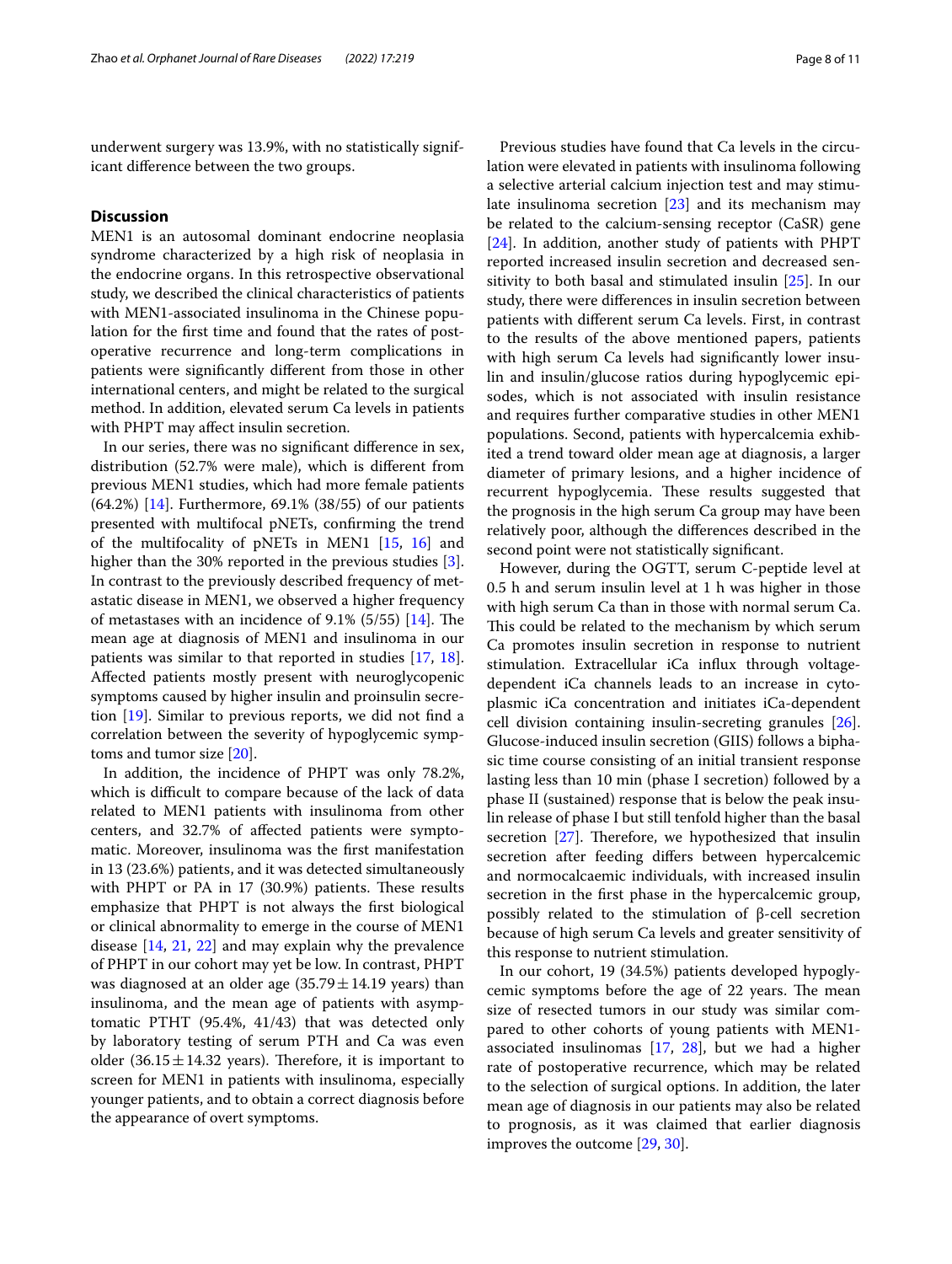underwent surgery was 13.9%, with no statistically significant difference between the two groups.

## Discussion

MEN1 is an autosomal dominant endocrine neoplasia syndrome characterized by a high risk of neoplasia in the endocrine organs. In this retrospective observational study, we described the clinical characteristics of patients with MEN1-associated insulinoma in the Chinese population for the first time and found that the rates of postoperative recurrence and long-term complications in patients were significantly different from those in other international centers, and might be related to the surgical method. In addition, elevated serum Ca levels in patients with PHPT may affect insulin secretion.

In our series, there was no significant difference in sex, distribution (52.7% were male), which is different from previous MEN1 studies, which had more female patients (64.2%) [14]. Furthermore, 69.1% (38/55) of our patients presented with multifocal pNETs, confirming the trend of the multifocality of pNETs in MEN1 [15, 16] and higher than the 30% reported in the previous studies [3]. In contrast to the previously described frequency of metastatic disease in MEN1, we observed a higher frequency of metastases with an incidence of 9.1% (5/55) [14]. The mean age at diagnosis of MEN1 and insulinoma in our patients was similar to that reported in studies [17, 18]. Affected patients mostly present with neuroglycopenic symptoms caused by higher insulin and proinsulin secretion [19]. Similar to previous reports, we did not find a correlation between the severity of hypoglycemic symptoms and tumor size [20].

In addition, the incidence of PHPT was only 78.2%, which is difficult to compare because of the lack of data related to MEN1 patients with insulinoma from other centers, and 32.7% of affected patients were symptomatic. Moreover, insulinoma was the first manifestation in 13 (23.6%) patients, and it was detected simultaneously with PHPT or PA in 17 (30.9%) patients. These results emphasize that PHPT is not always the first biological or clinical abnormality to emerge in the course of MEN1 disease [14, 21, 22] and may explain why the prevalence of PHPT in our cohort may yet be low. In contrast, PHPT was diagnosed at an older age ($35.79 \pm 14.19$ years) than insulinoma, and the mean age of patients with asymptomatic PTHT (95.4%, 41/43) that was detected only by laboratory testing of serum PTH and Ca was even older ($36.15 \pm 14.32$ years). Therefore, it is important to screen for MEN1 in patients with insulinoma, especially younger patients, and to obtain a correct diagnosis before the appearance of overt symptoms.

Previous studies have found that Ca levels in the circulation were elevated in patients with insulinoma following a selective arterial calcium injection test and may stimulate insulinoma secretion [23] and its mechanism may be related to the calcium-sensing receptor (CaSR) gene [24]. In addition, another study of patients with PHPT reported increased insulin secretion and decreased sensitivity to both basal and stimulated insulin [25]. In our study, there were differences in insulin secretion between patients with different serum Ca levels. First, in contrast to the results of the above mentioned papers, patients with high serum Ca levels had significantly lower insulin and insulin/glucose ratios during hypoglycemic episodes, which is not associated with insulin resistance and requires further comparative studies in other MEN1 populations. Second, patients with hypercalcemia exhibited a trend toward older mean age at diagnosis, a larger diameter of primary lesions, and a higher incidence of recurrent hypoglycemia. These results suggested that the prognosis in the high serum Ca group may have been relatively poor, although the differences described in the second point were not statistically significant.

However, during the OGTT, serum C-peptide level at 0.5 h and serum insulin level at 1 h was higher in those with high serum Ca than in those with normal serum Ca. This could be related to the mechanism by which serum Ca promotes insulin secretion in response to nutrient stimulation. Extracellular iCa influx through voltage-dependent iCa channels leads to an increase in cytoplasmic iCa concentration and initiates iCa-dependent cell division containing insulin-secreting granules [26]. Glucose-induced insulin secretion (GIIS) follows a biphasic time course consisting of an initial transient response lasting less than 10 min (phase I secretion) followed by a phase II (sustained) response that is below the peak insulin release of phase I but still tenfold higher than the basal secretion [27]. Therefore, we hypothesized that insulin secretion after feeding differs between hypercalcemic and normocalcaemic individuals, with increased insulin secretion in the first phase in the hypercalcemic group, possibly related to the stimulation of β-cell secretion because of high serum Ca levels and greater sensitivity of this response to nutrient stimulation.

In our cohort, 19 (34.5%) patients developed hypoglycemic symptoms before the age of 22 years. The mean size of resected tumors in our study was similar compared to other cohorts of young patients with MEN1-associated insulinomas [17, 28], but we had a higher rate of postoperative recurrence, which may be related to the selection of surgical options. In addition, the later mean age of diagnosis in our patients may also be related to prognosis, as it was claimed that earlier diagnosis improves the outcome [29, 30].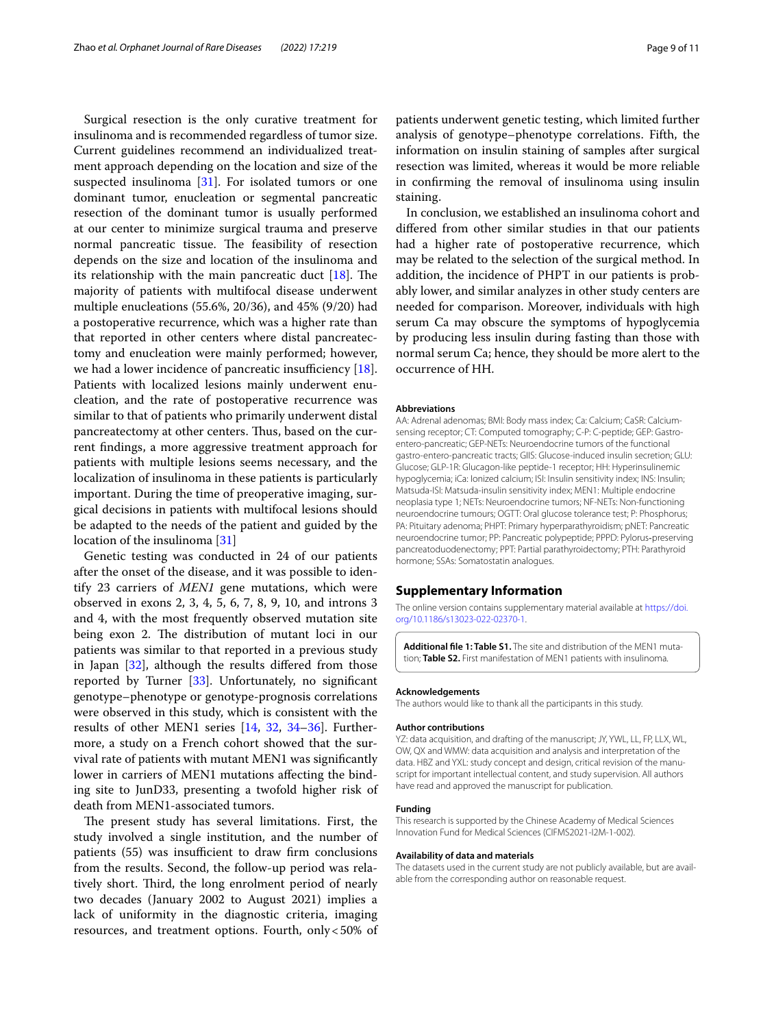Surgical resection is the only curative treatment for insulinoma and is recommended regardless of tumor size. Current guidelines recommend an individualized treatment approach depending on the location and size of the suspected insulinoma [31]. For isolated tumors or one dominant tumor, enucleation or segmental pancreatic resection of the dominant tumor is usually performed at our center to minimize surgical trauma and preserve normal pancreatic tissue. The feasibility of resection depends on the size and location of the insulinoma and its relationship with the main pancreatic duct [18]. The majority of patients with multifocal disease underwent multiple enucleations (55.6%, 20/36), and 45% (9/20) had a postoperative recurrence, which was a higher rate than that reported in other centers where distal pancreatectomy and enucleation were mainly performed; however, we had a lower incidence of pancreatic insufficiency [18]. Patients with localized lesions mainly underwent enucleation, and the rate of postoperative recurrence was similar to that of patients who primarily underwent distal pancreatectomy at other centers. Thus, based on the current findings, a more aggressive treatment approach for patients with multiple lesions seems necessary, and the localization of insulinoma in these patients is particularly important. During the time of preoperative imaging, surgical decisions in patients with multifocal lesions should be adapted to the needs of the patient and guided by the location of the insulinoma [31]

Genetic testing was conducted in 24 of our patients after the onset of the disease, and it was possible to identify 23 carriers of *MEN1* gene mutations, which were observed in exons 2, 3, 4, 5, 6, 7, 8, 9, 10, and introns 3 and 4, with the most frequently observed mutation site being exon 2. The distribution of mutant loci in our patients was similar to that reported in a previous study in Japan [32], although the results differed from those reported by Turner [33]. Unfortunately, no significant genotype–phenotype or genotype-prognosis correlations were observed in this study, which is consistent with the results of other MEN1 series [14, 32, 34–36]. Furthermore, a study on a French cohort showed that the survival rate of patients with mutant MEN1 was significantly lower in carriers of MEN1 mutations affecting the binding site to JunD33, presenting a twofold higher risk of death from MEN1-associated tumors.

The present study has several limitations. First, the study involved a single institution, and the number of patients (55) was insufficient to draw firm conclusions from the results. Second, the follow-up period was relatively short. Third, the long enrolment period of nearly two decades (January 2002 to August 2021) implies a lack of uniformity in the diagnostic criteria, imaging resources, and treatment options. Fourth, only < 50% of patients underwent genetic testing, which limited further analysis of genotype–phenotype correlations. Fifth, the information on insulin staining of samples after surgical resection was limited, whereas it would be more reliable in confirming the removal of insulinoma using insulin staining.

In conclusion, we established an insulinoma cohort and differed from other similar studies in that our patients had a higher rate of postoperative recurrence, which may be related to the selection of the surgical method. In addition, the incidence of PHPT in our patients is probably lower, and similar analyzes in other study centers are needed for comparison. Moreover, individuals with high serum Ca may obscure the symptoms of hypoglycemia by producing less insulin during fasting than those with normal serum Ca; hence, they should be more alert to the occurrence of HH.

#### Abbreviations

AA: Adrenal adenomas; BMI: Body mass index; Ca: Calcium; CaSR: Calcium-sensing receptor; CT: Computed tomography; C-P: C-peptide; GEP: Gastro-entero-pancreatic; GEP-NETs: Neuroendocrine tumors of the functional gastro-entero-pancreatic tracts; GIIS: Glucose-induced insulin secretion; GLU: Glucose; GLP-1R: Glucagon-like peptide-1 receptor; HH: Hyperinsulinemic hypoglycemia; iCa: Ionized calcium; ISI: Insulin sensitivity index; INS: Insulin; Matsuda-ISI: Matsuda-insulin sensitivity index; MEN1: Multiple endocrine neoplasia type 1; NETs: Neuroendocrine tumors; NF-NETs: Non-functioning neuroendocrine tumours; OGTT: Oral glucose tolerance test; P: Phosphorus; PA: Pituitary adenoma; PHPT: Primary hyperparathyroidism; pNET: Pancreatic neuroendocrine tumor; PP: Pancreatic polypeptide; PPPD: Pylorus-preserving pancreatoduodenectomy; PPT: Partial parathyroidectomy; PTH: Parathyroid hormone; SSAs: Somatostatin analogues.

## Supplementary Information

The online version contains supplementary material available at https://doi.org/10.1186/s13023-022-02370-1.

**Additional file 1: Table S1.** The site and distribution of the MEN1 mutation; **Table S2.** First manifestation of MEN1 patients with insulinoma.

#### Acknowledgements

The authors would like to thank all the participants in this study.

#### Author contributions

YZ: data acquisition, and drafting of the manuscript; JY, YWL, LL, FP, LLX, WL, OW, QX and WMW: data acquisition and analysis and interpretation of the data. HBZ and YXL: study concept and design, critical revision of the manuscript for important intellectual content, and study supervision. All authors have read and approved the manuscript for publication.

#### Funding

This research is supported by the Chinese Academy of Medical Sciences Innovation Fund for Medical Sciences (CIFMS2021-I2M-1-002).

#### Availability of data and materials

The datasets used in the current study are not publicly available, but are available from the corresponding author on reasonable request.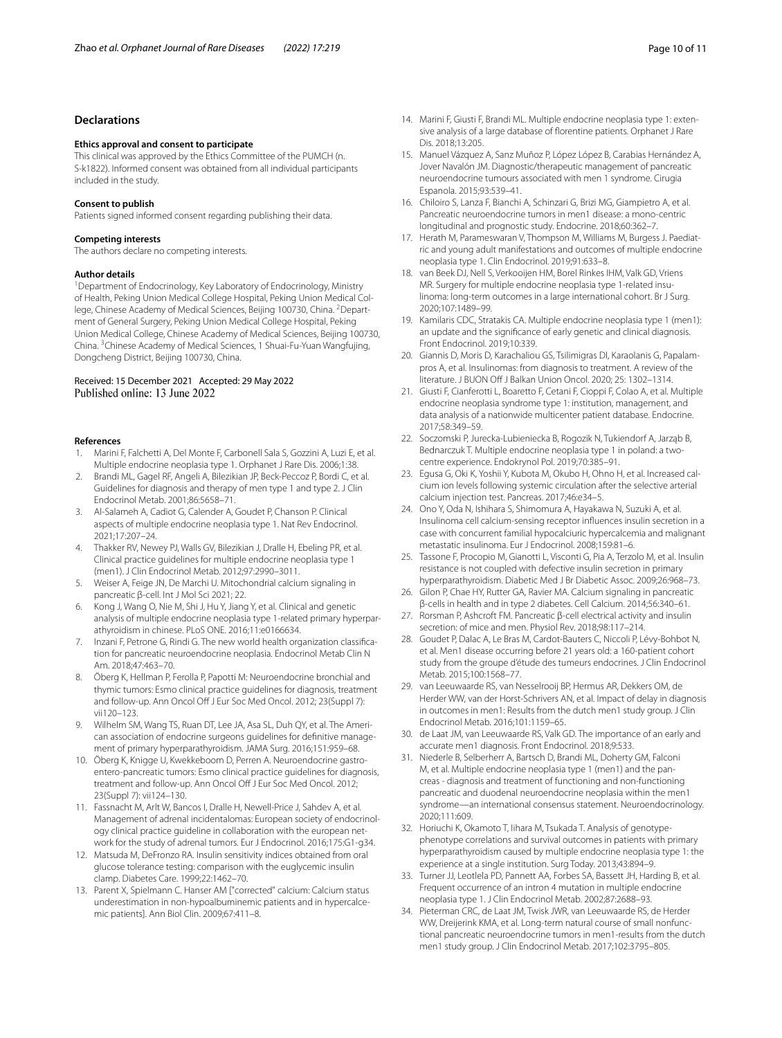## Declarations

### Ethics approval and consent to participate

This clinical was approved by the Ethics Committee of the PUMCH (n. S-k1822). Informed consent was obtained from all individual participants included in the study.

### Consent to publish

Patients signed informed consent regarding publishing their data.

### Competing interests

The authors declare no competing interests.

### Author details

[1]Department of Endocrinology, Key Laboratory of Endocrinology, Ministry of Health, Peking Union Medical College Hospital, Peking Union Medical College, Chinese Academy of Medical Sciences, Beijing 100730, China. [2]Department of General Surgery, Peking Union Medical College Hospital, Peking Union Medical College, Chinese Academy of Medical Sciences, Beijing 100730, China. [3]Chinese Academy of Medical Sciences, 1 Shuai-Fu-Yuan Wangfujing, Dongcheng District, Beijing 100730, China.

Received: 15 December 2021 Accepted: 29 May 2022
Published online: 13 June 2022

### References

1. Marini F, Falchetti A, Del Monte F, Carbonell Sala S, Gozzini A, Luzi E, et al. Multiple endocrine neoplasia type 1. Orphanet J Rare Dis. 2006;1:38.
2. Brandi ML, Gagel RF, Angeli A, Bilezikian JP, Beck-Peccoz P, Bordi C, et al. Guidelines for diagnosis and therapy of men type 1 and type 2. J Clin Endocrinol Metab. 2001;86:5658–71.
3. Al-Salameh A, Cadiot G, Calender A, Goudet P, Chanson P. Clinical aspects of multiple endocrine neoplasia type 1. Nat Rev Endocrinol. 2021;17:207–24.
4. Thakker RV, Newey PJ, Walls GV, Bilezikian J, Dralle H, Ebeling PR, et al. Clinical practice guidelines for multiple endocrine neoplasia type 1 (men1). J Clin Endocrinol Metab. 2012;97:2990–3011.
5. Weiser A, Feige JN, De Marchi U. Mitochondrial calcium signaling in pancreatic β-cell. Int J Mol Sci 2021; 22.
6. Kong J, Wang O, Nie M, Shi J, Hu Y, Jiang Y, et al. Clinical and genetic analysis of multiple endocrine neoplasia type 1-related primary hyperparathyroidism in chinese. PLoS ONE. 2016;11:e0166634.
7. Inzani F, Petrone G, Rindi G. The new world health organization classification for pancreatic neuroendocrine neoplasia. Endocrinol Metab Clin N Am. 2018;47:463–70.
8. Öberg K, Hellman P, Ferolla P, Papotti M: Neuroendocrine bronchial and thymic tumors: Esmo clinical practice guidelines for diagnosis, treatment and follow-up. Ann Oncol Off J Eur Soc Med Oncol. 2012; 23(Suppl 7): vii120–123.
9. Wilhelm SM, Wang TS, Ruan DT, Lee JA, Asa SL, Duh QY, et al. The American association of endocrine surgeons guidelines for definitive management of primary hyperparathyroidism. JAMA Surg. 2016;151:959–68.
10. Öberg K, Knigge U, Kwekkeboom D, Perren A. Neuroendocrine gastro-entero-pancreatic tumors: Esmo clinical practice guidelines for diagnosis, treatment and follow-up. Ann Oncol Off J Eur Soc Med Oncol. 2012; 23(Suppl 7): vii124–130.
11. Fassnacht M, Arlt W, Bancos I, Dralle H, Newell-Price J, Sahdev A, et al. Management of adrenal incidentalomas: European society of endocrinology clinical practice guideline in collaboration with the european network for the study of adrenal tumors. Eur J Endocrinol. 2016;175:G1-g34.
12. Matsuda M, DeFronzo RA. Insulin sensitivity indices obtained from oral glucose tolerance testing: comparison with the euglycemic insulin clamp. Diabetes Care. 1999;22:1462–70.
13. Parent X, Spielmann C. Hanser AM ["corrected" calcium: Calcium status underestimation in non-hypoalbuminemic patients and in hypercalcemic patients]. Ann Biol Clin. 2009;67:411–8.
14. Marini F, Giusti F, Brandi ML. Multiple endocrine neoplasia type 1: extensive analysis of a large database of florentine patients. Orphanet J Rare Dis. 2018;13:205.
15. Manuel Vázquez A, Sanz Muñoz P, López López B, Carabias Hernández A, Jover Navalón JM. Diagnostic/therapeutic management of pancreatic neuroendocrine tumours associated with men 1 syndrome. Cirugia Espanola. 2015;93:539–41.
16. Chiloiro S, Lanza F, Bianchi A, Schinzari G, Brizi MG, Giampietro A, et al. Pancreatic neuroendocrine tumors in men1 disease: a mono-centric longitudinal and prognostic study. Endocrine. 2018;60:362–7.
17. Herath M, Parameswaran V, Thompson M, Williams M, Burgess J. Paediatric and young adult manifestations and outcomes of multiple endocrine neoplasia type 1. Clin Endocrinol. 2019;91:633–8.
18. van Beek DJ, Nell S, Verkooijen HM, Borel Rinkes IHM, Valk GD, Vriens MR. Surgery for multiple endocrine neoplasia type 1-related insulinoma: long-term outcomes in a large international cohort. Br J Surg. 2020;107:1489–99.
19. Kamilaris CDC, Stratakis CA. Multiple endocrine neoplasia type 1 (men1): an update and the significance of early genetic and clinical diagnosis. Front Endocrinol. 2019;10:339.
20. Giannis D, Moris D, Karachaliou GS, Tsilimigras DI, Karaolanis G, Papalampros A, et al. Insulinomas: from diagnosis to treatment. A review of the literature. J BUON Off J Balkan Union Oncol. 2020; 25: 1302–1314.
21. Giusti F, Cianferotti L, Boaretto F, Cetani F, Cioppi F, Colao A, et al. Multiple endocrine neoplasia syndrome type 1: institution, management, and data analysis of a nationwide multicenter patient database. Endocrine. 2017;58:349–59.
22. Soczomski P, Jurecka-Lubieniecka B, Rogozik N, Tukiendorf A, Jarząb B, Bednarczuk T. Multiple endocrine neoplasia type 1 in poland: a two-centre experience. Endokrynol Pol. 2019;70:385–91.
23. Egusa G, Oki K, Yoshii Y, Kubota M, Okubo H, Ohno H, et al. Increased calcium ion levels following systemic circulation after the selective arterial calcium injection test. Pancreas. 2017;46:e34–5.
24. Ono Y, Oda N, Ishihara S, Shimomura A, Hayakawa N, Suzuki A, et al. Insulinoma cell calcium-sensing receptor influences insulin secretion in a case with concurrent familial hypocalciuric hypercalcemia and malignant metastatic insulinoma. Eur J Endocrinol. 2008;159:81–6.
25. Tassone F, Procopio M, Gianotti L, Visconti G, Pia A, Terzolo M, et al. Insulin resistance is not coupled with defective insulin secretion in primary hyperparathyroidism. Diabetic Med J Br Diabetic Assoc. 2009;26:968–73.
26. Gilon P, Chae HY, Rutter GA, Ravier MA. Calcium signaling in pancreatic β-cells in health and in type 2 diabetes. Cell Calcium. 2014;56:340–61.
27. Rorsman P, Ashcroft FM. Pancreatic β-cell electrical activity and insulin secretion: of mice and men. Physiol Rev. 2018;98:117–214.
28. Goudet P, Dalac A, Le Bras M, Cardot-Bauters C, Niccoli P, Lévy-Bohbot N, et al. Men1 disease occurring before 21 years old: a 160-patient cohort study from the groupe d'étude des tumeurs endocrines. J Clin Endocrinol Metab. 2015;100:1568–77.
29. van Leeuwaarde RS, van Nesselrooij BP, Hermus AR, Dekkers OM, de Herder WW, van der Horst-Schrivers AN, et al. Impact of delay in diagnosis in outcomes in men1: Results from the dutch men1 study group. J Clin Endocrinol Metab. 2016;101:1159–65.
30. de Laat JM, van Leeuwaarde RS, Valk GD. The importance of an early and accurate men1 diagnosis. Front Endocrinol. 2018;9:533.
31. Niederle B, Selberherr A, Bartsch D, Brandi ML, Doherty GM, Falconi M, et al. Multiple endocrine neoplasia type 1 (men1) and the pancreas - diagnosis and treatment of functioning and non-functioning pancreatic and duodenal neuroendocrine neoplasia within the men1 syndrome—an international consensus statement. Neuroendocrinology. 2020;111:609.
32. Horiuchi K, Okamoto T, Iihara M, Tsukada T. Analysis of genotype-phenotype correlations and survival outcomes in patients with primary hyperparathyroidism caused by multiple endocrine neoplasia type 1: the experience at a single institution. Surg Today. 2013;43:894–9.
33. Turner JJ, Leotlela PD, Pannett AA, Forbes SA, Bassett JH, Harding B, et al. Frequent occurrence of an intron 4 mutation in multiple endocrine neoplasia type 1. J Clin Endocrinol Metab. 2002;87:2688–93.
34. Pieterman CRC, de Laat JM, Twisk JWR, van Leeuwaarde RS, de Herder WW, Dreijerink KMA, et al. Long-term natural course of small nonfunctional pancreatic neuroendocrine tumors in men1-results from the dutch men1 study group. J Clin Endocrinol Metab. 2017;102:3795–805.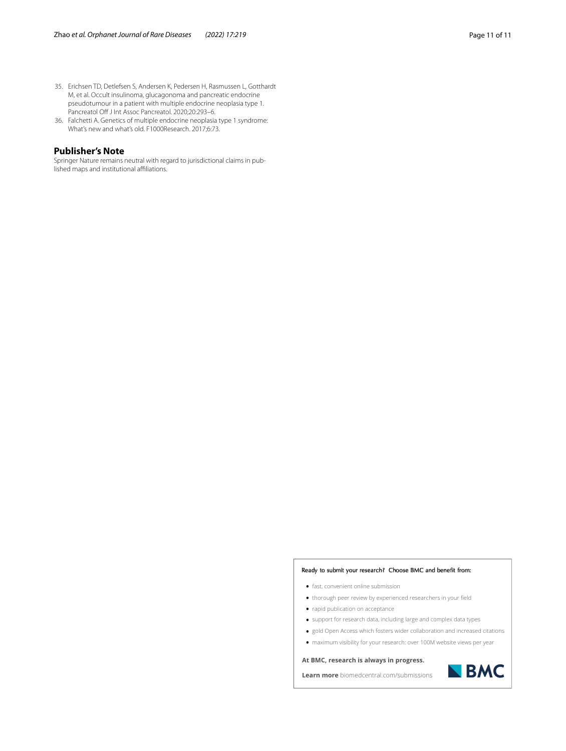35. Erichsen TD, Detlefsen S, Andersen K, Pedersen H, Rasmussen L, Gotthardt M, et al. Occult insulinoma, glucagonoma and pancreatic endocrine pseudotumour in a patient with multiple endocrine neoplasia type 1. Pancreatol Off J Int Assoc Pancreatol. 2020;20:293–6.
36. Falchetti A. Genetics of multiple endocrine neoplasia type 1 syndrome: What's new and what's old. F1000Research. 2017;6:73.

## Publisher's Note

Springer Nature remains neutral with regard to jurisdictional claims in published maps and institutional affiliations.

Ready to submit your research? Choose BMC and benefit from:

- fast, convenient online submission
- thorough peer review by experienced researchers in your field
- rapid publication on acceptance
- support for research data, including large and complex data types
- gold Open Access which fosters wider collaboration and increased citations
- maximum visibility for your research: over 100M website views per year

**At BMC, research is always in progress.**

**Learn more** biomedcentral.com/submissions

BMC